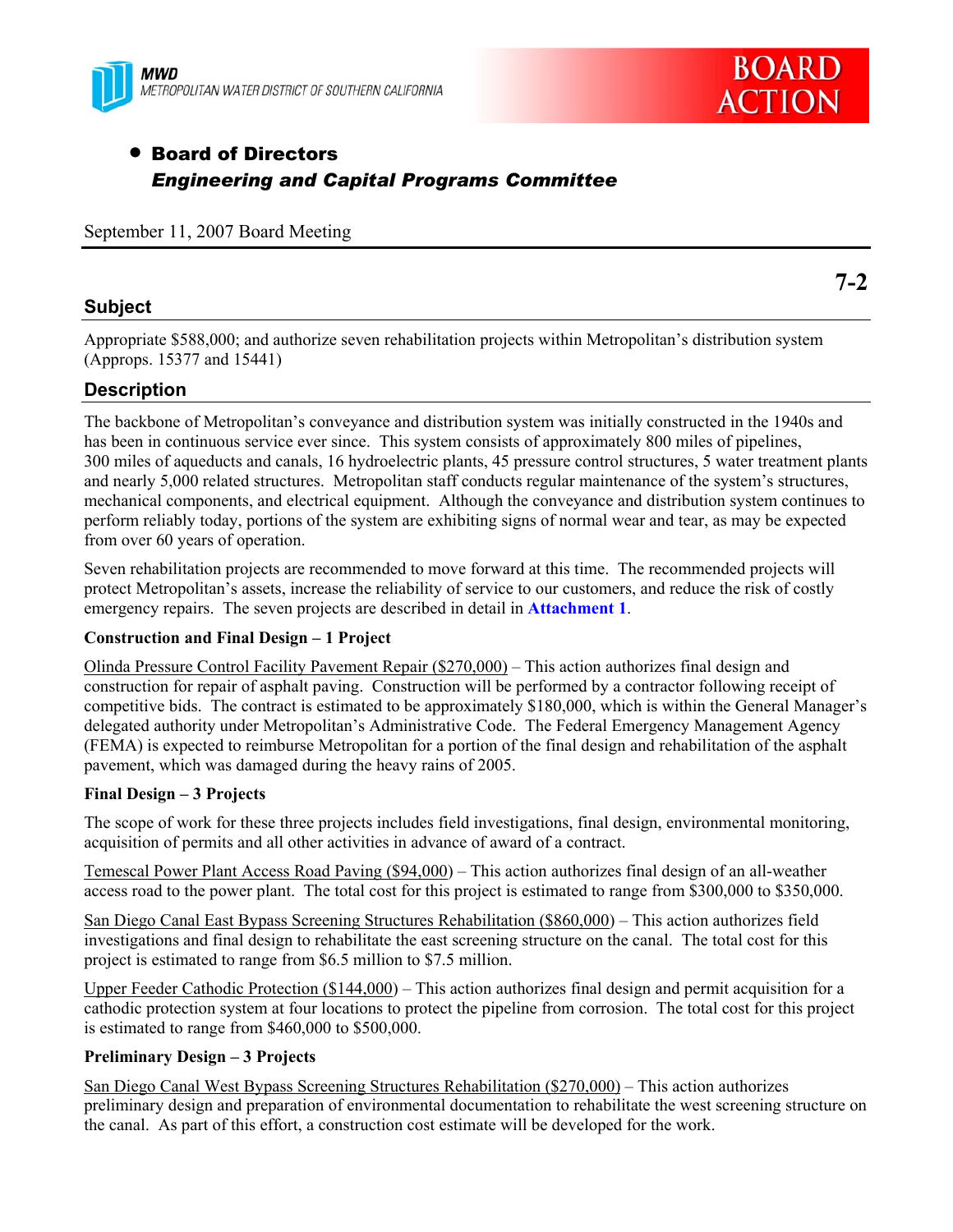MWD
METROPOLITAN WATER DISTRICT OF SOUTHERN CALIFORNIA

**BOARD ACTION**

- **Board of Directors**
  ***Engineering and Capital Programs Committee***

September 11, 2007 Board Meeting

**7-2**

## Subject

Appropriate $588,000; and authorize seven rehabilitation projects within Metropolitan's distribution system (Approps. 15377 and 15441)

## Description

The backbone of Metropolitan's conveyance and distribution system was initially constructed in the 1940s and has been in continuous service ever since. This system consists of approximately 800 miles of pipelines, 300 miles of aqueducts and canals, 16 hydroelectric plants, 45 pressure control structures, 5 water treatment plants and nearly 5,000 related structures. Metropolitan staff conducts regular maintenance of the system's structures, mechanical components, and electrical equipment. Although the conveyance and distribution system continues to perform reliably today, portions of the system are exhibiting signs of normal wear and tear, as may be expected from over 60 years of operation.

Seven rehabilitation projects are recommended to move forward at this time. The recommended projects will protect Metropolitan's assets, increase the reliability of service to our customers, and reduce the risk of costly emergency repairs. The seven projects are described in detail in **Attachment 1**.

**Construction and Final Design – 1 Project**

Olinda Pressure Control Facility Pavement Repair ($270,000) – This action authorizes final design and construction for repair of asphalt paving. Construction will be performed by a contractor following receipt of competitive bids. The contract is estimated to be approximately $180,000, which is within the General Manager's delegated authority under Metropolitan's Administrative Code. The Federal Emergency Management Agency (FEMA) is expected to reimburse Metropolitan for a portion of the final design and rehabilitation of the asphalt pavement, which was damaged during the heavy rains of 2005.

**Final Design – 3 Projects**

The scope of work for these three projects includes field investigations, final design, environmental monitoring, acquisition of permits and all other activities in advance of award of a contract.

Temescal Power Plant Access Road Paving ($94,000) – This action authorizes final design of an all-weather access road to the power plant. The total cost for this project is estimated to range from $300,000 to $350,000.

San Diego Canal East Bypass Screening Structures Rehabilitation ($860,000) – This action authorizes field investigations and final design to rehabilitate the east screening structure on the canal. The total cost for this project is estimated to range from $6.5 million to $7.5 million.

Upper Feeder Cathodic Protection ($144,000) – This action authorizes final design and permit acquisition for a cathodic protection system at four locations to protect the pipeline from corrosion. The total cost for this project is estimated to range from $460,000 to $500,000.

**Preliminary Design – 3 Projects**

San Diego Canal West Bypass Screening Structures Rehabilitation ($270,000) – This action authorizes preliminary design and preparation of environmental documentation to rehabilitate the west screening structure on the canal. As part of this effort, a construction cost estimate will be developed for the work.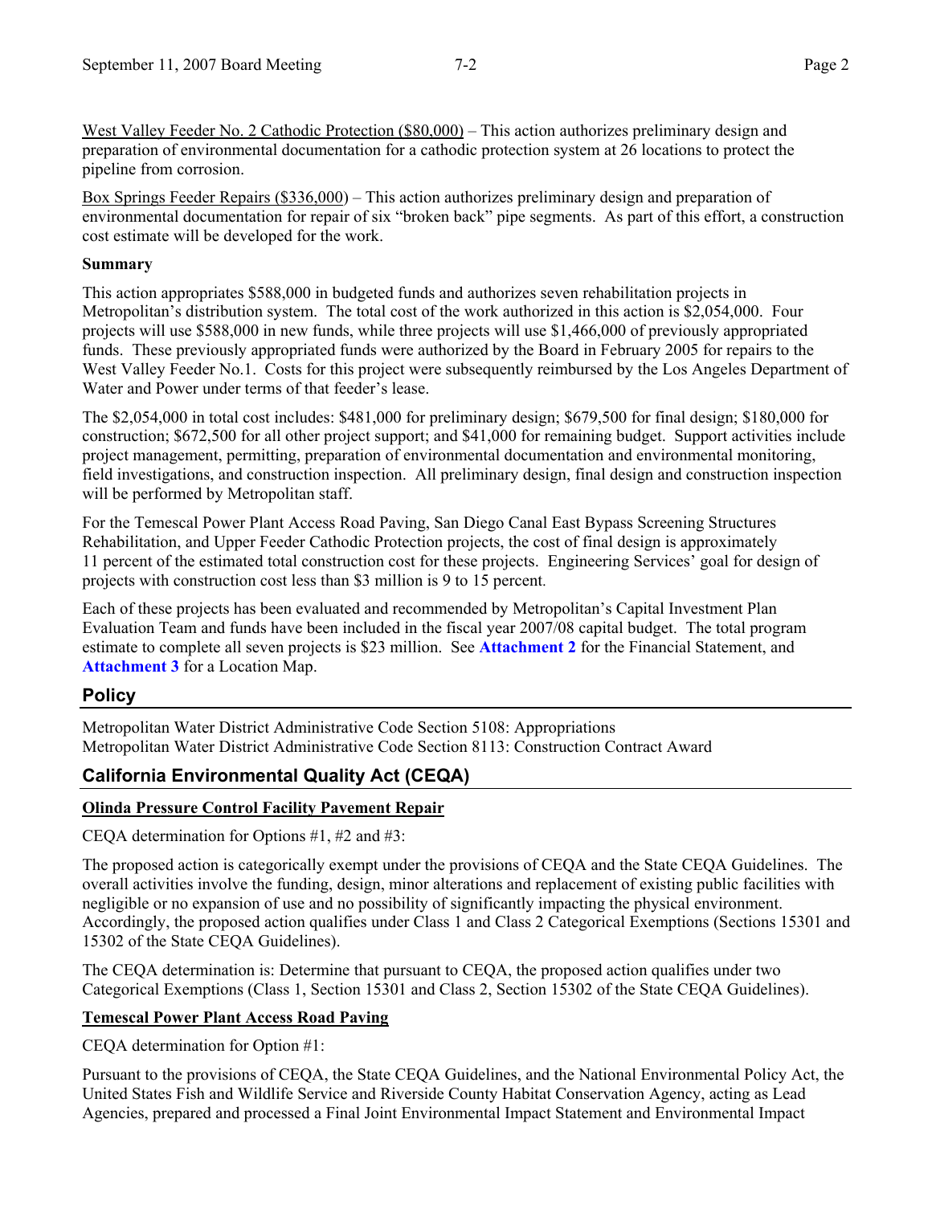West Valley Feeder No. 2 Cathodic Protection ($80,000) – This action authorizes preliminary design and preparation of environmental documentation for a cathodic protection system at 26 locations to protect the pipeline from corrosion.

Box Springs Feeder Repairs ($336,000) – This action authorizes preliminary design and preparation of environmental documentation for repair of six "broken back" pipe segments. As part of this effort, a construction cost estimate will be developed for the work.

**Summary**

This action appropriates $588,000 in budgeted funds and authorizes seven rehabilitation projects in Metropolitan's distribution system. The total cost of the work authorized in this action is $2,054,000. Four projects will use $588,000 in new funds, while three projects will use $1,466,000 of previously appropriated funds. These previously appropriated funds were authorized by the Board in February 2005 for repairs to the West Valley Feeder No.1. Costs for this project were subsequently reimbursed by the Los Angeles Department of Water and Power under terms of that feeder's lease.

The $2,054,000 in total cost includes: $481,000 for preliminary design; $679,500 for final design; $180,000 for construction; $672,500 for all other project support; and $41,000 for remaining budget. Support activities include project management, permitting, preparation of environmental documentation and environmental monitoring, field investigations, and construction inspection. All preliminary design, final design and construction inspection will be performed by Metropolitan staff.

For the Temescal Power Plant Access Road Paving, San Diego Canal East Bypass Screening Structures Rehabilitation, and Upper Feeder Cathodic Protection projects, the cost of final design is approximately 11 percent of the estimated total construction cost for these projects. Engineering Services' goal for design of projects with construction cost less than $3 million is 9 to 15 percent.

Each of these projects has been evaluated and recommended by Metropolitan's Capital Investment Plan Evaluation Team and funds have been included in the fiscal year 2007/08 capital budget. The total program estimate to complete all seven projects is $23 million. See **Attachment 2** for the Financial Statement, and **Attachment 3** for a Location Map.

## Policy

Metropolitan Water District Administrative Code Section 5108: Appropriations
Metropolitan Water District Administrative Code Section 8113: Construction Contract Award

## California Environmental Quality Act (CEQA)

**Olinda Pressure Control Facility Pavement Repair**

CEQA determination for Options #1, #2 and #3:

The proposed action is categorically exempt under the provisions of CEQA and the State CEQA Guidelines. The overall activities involve the funding, design, minor alterations and replacement of existing public facilities with negligible or no expansion of use and no possibility of significantly impacting the physical environment. Accordingly, the proposed action qualifies under Class 1 and Class 2 Categorical Exemptions (Sections 15301 and 15302 of the State CEQA Guidelines).

The CEQA determination is: Determine that pursuant to CEQA, the proposed action qualifies under two Categorical Exemptions (Class 1, Section 15301 and Class 2, Section 15302 of the State CEQA Guidelines).

**Temescal Power Plant Access Road Paving**

CEQA determination for Option #1:

Pursuant to the provisions of CEQA, the State CEQA Guidelines, and the National Environmental Policy Act, the United States Fish and Wildlife Service and Riverside County Habitat Conservation Agency, acting as Lead Agencies, prepared and processed a Final Joint Environmental Impact Statement and Environmental Impact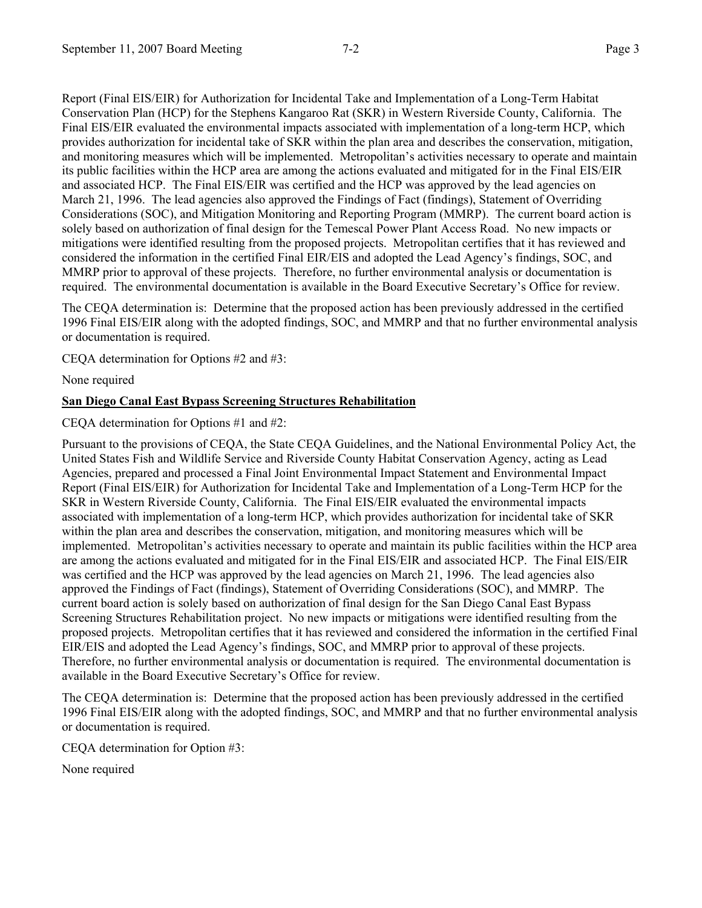Report (Final EIS/EIR) for Authorization for Incidental Take and Implementation of a Long-Term Habitat Conservation Plan (HCP) for the Stephens Kangaroo Rat (SKR) in Western Riverside County, California. The Final EIS/EIR evaluated the environmental impacts associated with implementation of a long-term HCP, which provides authorization for incidental take of SKR within the plan area and describes the conservation, mitigation, and monitoring measures which will be implemented. Metropolitan's activities necessary to operate and maintain its public facilities within the HCP area are among the actions evaluated and mitigated for in the Final EIS/EIR and associated HCP. The Final EIS/EIR was certified and the HCP was approved by the lead agencies on March 21, 1996. The lead agencies also approved the Findings of Fact (findings), Statement of Overriding Considerations (SOC), and Mitigation Monitoring and Reporting Program (MMRP). The current board action is solely based on authorization of final design for the Temescal Power Plant Access Road. No new impacts or mitigations were identified resulting from the proposed projects. Metropolitan certifies that it has reviewed and considered the information in the certified Final EIR/EIS and adopted the Lead Agency's findings, SOC, and MMRP prior to approval of these projects. Therefore, no further environmental analysis or documentation is required. The environmental documentation is available in the Board Executive Secretary's Office for review.

The CEQA determination is: Determine that the proposed action has been previously addressed in the certified 1996 Final EIS/EIR along with the adopted findings, SOC, and MMRP and that no further environmental analysis or documentation is required.

CEQA determination for Options #2 and #3:

None required

**San Diego Canal East Bypass Screening Structures Rehabilitation**

CEQA determination for Options #1 and #2:

Pursuant to the provisions of CEQA, the State CEQA Guidelines, and the National Environmental Policy Act, the United States Fish and Wildlife Service and Riverside County Habitat Conservation Agency, acting as Lead Agencies, prepared and processed a Final Joint Environmental Impact Statement and Environmental Impact Report (Final EIS/EIR) for Authorization for Incidental Take and Implementation of a Long-Term HCP for the SKR in Western Riverside County, California. The Final EIS/EIR evaluated the environmental impacts associated with implementation of a long-term HCP, which provides authorization for incidental take of SKR within the plan area and describes the conservation, mitigation, and monitoring measures which will be implemented. Metropolitan's activities necessary to operate and maintain its public facilities within the HCP area are among the actions evaluated and mitigated for in the Final EIS/EIR and associated HCP. The Final EIS/EIR was certified and the HCP was approved by the lead agencies on March 21, 1996. The lead agencies also approved the Findings of Fact (findings), Statement of Overriding Considerations (SOC), and MMRP. The current board action is solely based on authorization of final design for the San Diego Canal East Bypass Screening Structures Rehabilitation project. No new impacts or mitigations were identified resulting from the proposed projects. Metropolitan certifies that it has reviewed and considered the information in the certified Final EIR/EIS and adopted the Lead Agency's findings, SOC, and MMRP prior to approval of these projects. Therefore, no further environmental analysis or documentation is required. The environmental documentation is available in the Board Executive Secretary's Office for review.

The CEQA determination is: Determine that the proposed action has been previously addressed in the certified 1996 Final EIS/EIR along with the adopted findings, SOC, and MMRP and that no further environmental analysis or documentation is required.

CEQA determination for Option #3:

None required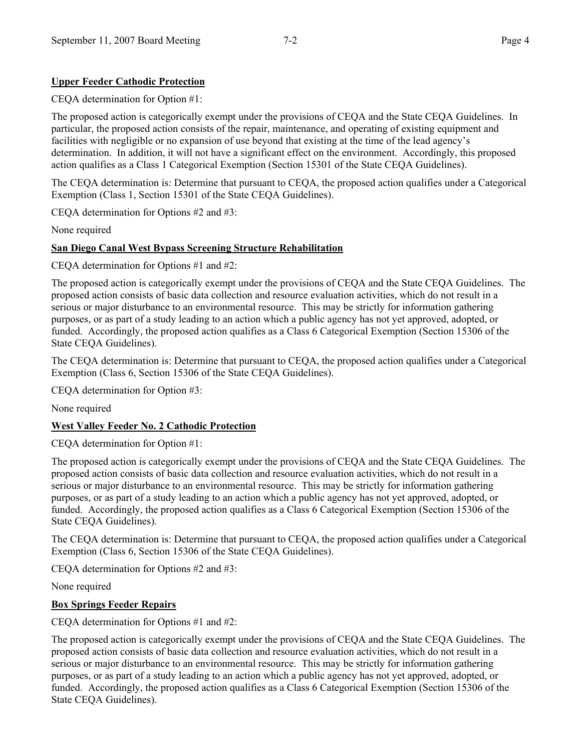**Upper Feeder Cathodic Protection**

CEQA determination for Option #1:

The proposed action is categorically exempt under the provisions of CEQA and the State CEQA Guidelines. In particular, the proposed action consists of the repair, maintenance, and operating of existing equipment and facilities with negligible or no expansion of use beyond that existing at the time of the lead agency's determination. In addition, it will not have a significant effect on the environment. Accordingly, this proposed action qualifies as a Class 1 Categorical Exemption (Section 15301 of the State CEQA Guidelines).

The CEQA determination is: Determine that pursuant to CEQA, the proposed action qualifies under a Categorical Exemption (Class 1, Section 15301 of the State CEQA Guidelines).

CEQA determination for Options #2 and #3:

None required

**San Diego Canal West Bypass Screening Structure Rehabilitation**

CEQA determination for Options #1 and #2:

The proposed action is categorically exempt under the provisions of CEQA and the State CEQA Guidelines. The proposed action consists of basic data collection and resource evaluation activities, which do not result in a serious or major disturbance to an environmental resource. This may be strictly for information gathering purposes, or as part of a study leading to an action which a public agency has not yet approved, adopted, or funded. Accordingly, the proposed action qualifies as a Class 6 Categorical Exemption (Section 15306 of the State CEQA Guidelines).

The CEQA determination is: Determine that pursuant to CEQA, the proposed action qualifies under a Categorical Exemption (Class 6, Section 15306 of the State CEQA Guidelines).

CEQA determination for Option #3:

None required

**West Valley Feeder No. 2 Cathodic Protection**

CEQA determination for Option #1:

The proposed action is categorically exempt under the provisions of CEQA and the State CEQA Guidelines. The proposed action consists of basic data collection and resource evaluation activities, which do not result in a serious or major disturbance to an environmental resource. This may be strictly for information gathering purposes, or as part of a study leading to an action which a public agency has not yet approved, adopted, or funded. Accordingly, the proposed action qualifies as a Class 6 Categorical Exemption (Section 15306 of the State CEQA Guidelines).

The CEQA determination is: Determine that pursuant to CEQA, the proposed action qualifies under a Categorical Exemption (Class 6, Section 15306 of the State CEQA Guidelines).

CEQA determination for Options #2 and #3:

None required

**Box Springs Feeder Repairs**

CEQA determination for Options #1 and #2:

The proposed action is categorically exempt under the provisions of CEQA and the State CEQA Guidelines. The proposed action consists of basic data collection and resource evaluation activities, which do not result in a serious or major disturbance to an environmental resource. This may be strictly for information gathering purposes, or as part of a study leading to an action which a public agency has not yet approved, adopted, or funded. Accordingly, the proposed action qualifies as a Class 6 Categorical Exemption (Section 15306 of the State CEQA Guidelines).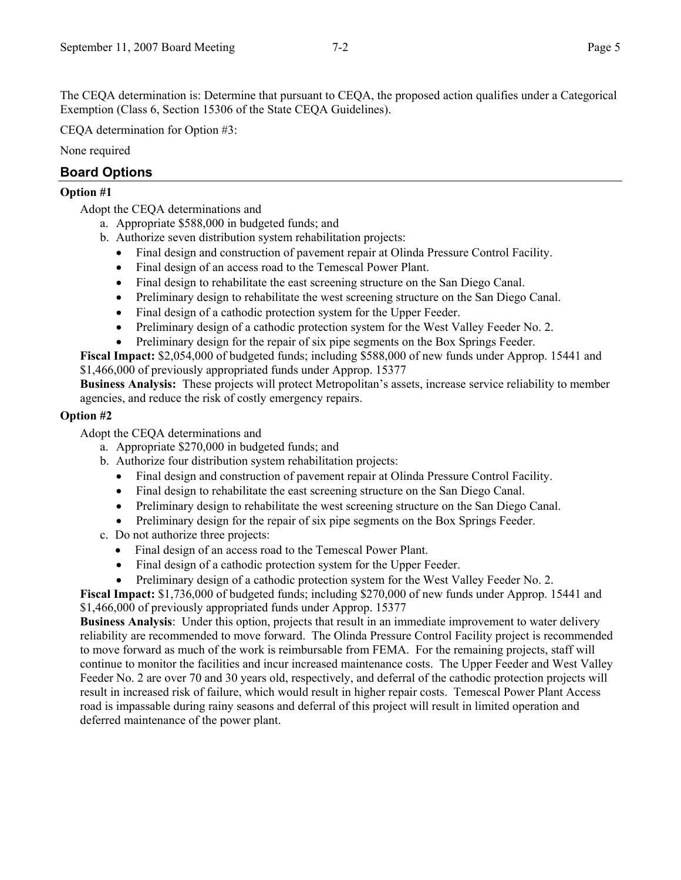The CEQA determination is: Determine that pursuant to CEQA, the proposed action qualifies under a Categorical Exemption (Class 6, Section 15306 of the State CEQA Guidelines).

CEQA determination for Option #3:

None required

## Board Options

**Option #1**

Adopt the CEQA determinations and

a. Appropriate $588,000 in budgeted funds; and
b. Authorize seven distribution system rehabilitation projects:
   - Final design and construction of pavement repair at Olinda Pressure Control Facility.
   - Final design of an access road to the Temescal Power Plant.
   - Final design to rehabilitate the east screening structure on the San Diego Canal.
   - Preliminary design to rehabilitate the west screening structure on the San Diego Canal.
   - Final design of a cathodic protection system for the Upper Feeder.
   - Preliminary design of a cathodic protection system for the West Valley Feeder No. 2.
   - Preliminary design for the repair of six pipe segments on the Box Springs Feeder.

**Fiscal Impact:** $2,054,000 of budgeted funds; including $588,000 of new funds under Approp. 15441 and $1,466,000 of previously appropriated funds under Approp. 15377

**Business Analysis:** These projects will protect Metropolitan's assets, increase service reliability to member agencies, and reduce the risk of costly emergency repairs.

**Option #2**

Adopt the CEQA determinations and

a. Appropriate $270,000 in budgeted funds; and
b. Authorize four distribution system rehabilitation projects:
   - Final design and construction of pavement repair at Olinda Pressure Control Facility.
   - Final design to rehabilitate the east screening structure on the San Diego Canal.
   - Preliminary design to rehabilitate the west screening structure on the San Diego Canal.
   - Preliminary design for the repair of six pipe segments on the Box Springs Feeder.
c. Do not authorize three projects:
   - Final design of an access road to the Temescal Power Plant.
   - Final design of a cathodic protection system for the Upper Feeder.
   - Preliminary design of a cathodic protection system for the West Valley Feeder No. 2.

**Fiscal Impact:** $1,736,000 of budgeted funds; including $270,000 of new funds under Approp. 15441 and $1,466,000 of previously appropriated funds under Approp. 15377

**Business Analysis**: Under this option, projects that result in an immediate improvement to water delivery reliability are recommended to move forward. The Olinda Pressure Control Facility project is recommended to move forward as much of the work is reimbursable from FEMA. For the remaining projects, staff will continue to monitor the facilities and incur increased maintenance costs. The Upper Feeder and West Valley Feeder No. 2 are over 70 and 30 years old, respectively, and deferral of the cathodic protection projects will result in increased risk of failure, which would result in higher repair costs. Temescal Power Plant Access road is impassable during rainy seasons and deferral of this project will result in limited operation and deferred maintenance of the power plant.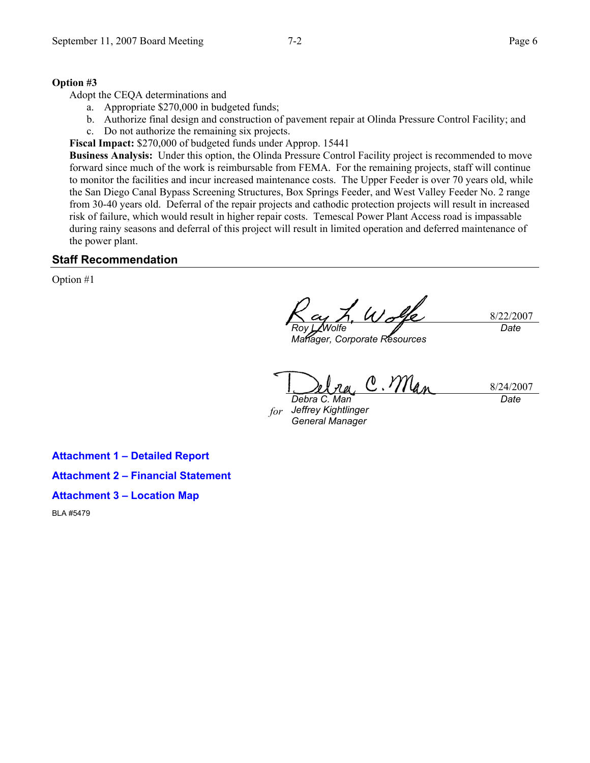**Option #3**

Adopt the CEQA determinations and

a. Appropriate $270,000 in budgeted funds;
b. Authorize final design and construction of pavement repair at Olinda Pressure Control Facility; and
c. Do not authorize the remaining six projects.

**Fiscal Impact:** $270,000 of budgeted funds under Approp. 15441

**Business Analysis:** Under this option, the Olinda Pressure Control Facility project is recommended to move forward since much of the work is reimbursable from FEMA. For the remaining projects, staff will continue to monitor the facilities and incur increased maintenance costs. The Upper Feeder is over 70 years old, while the San Diego Canal Bypass Screening Structures, Box Springs Feeder, and West Valley Feeder No. 2 range from 30-40 years old. Deferral of the repair projects and cathodic protection projects will result in increased risk of failure, which would result in higher repair costs. Temescal Power Plant Access road is impassable during rainy seasons and deferral of this project will result in limited operation and deferred maintenance of the power plant.

## Staff Recommendation

Option #1

| | |
|---|---|
| *Roy L. Wolfe*<br>*Manager, Corporate Resources* | 8/22/2007<br>*Date* |
| *Debra C. Man*<br>*for* *Jeffrey Kightlinger*<br>*General Manager* | 8/24/2007<br>*Date* |

**Attachment 1 – Detailed Report**

**Attachment 2 – Financial Statement**

**Attachment 3 – Location Map**

BLA #5479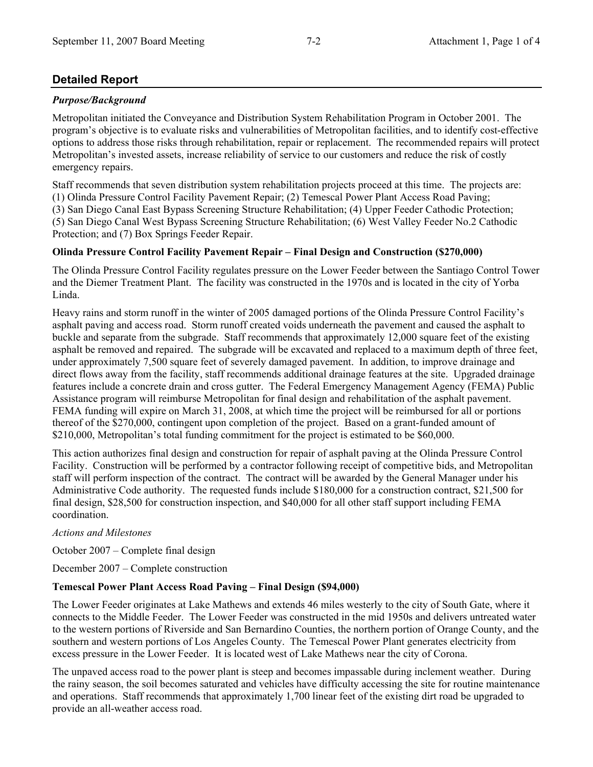## Detailed Report

*Purpose/Background*

Metropolitan initiated the Conveyance and Distribution System Rehabilitation Program in October 2001. The program's objective is to evaluate risks and vulnerabilities of Metropolitan facilities, and to identify cost-effective options to address those risks through rehabilitation, repair or replacement. The recommended repairs will protect Metropolitan's invested assets, increase reliability of service to our customers and reduce the risk of costly emergency repairs.

Staff recommends that seven distribution system rehabilitation projects proceed at this time. The projects are: (1) Olinda Pressure Control Facility Pavement Repair; (2) Temescal Power Plant Access Road Paving; (3) San Diego Canal East Bypass Screening Structure Rehabilitation; (4) Upper Feeder Cathodic Protection; (5) San Diego Canal West Bypass Screening Structure Rehabilitation; (6) West Valley Feeder No.2 Cathodic Protection; and (7) Box Springs Feeder Repair.

**Olinda Pressure Control Facility Pavement Repair – Final Design and Construction ($270,000)**

The Olinda Pressure Control Facility regulates pressure on the Lower Feeder between the Santiago Control Tower and the Diemer Treatment Plant. The facility was constructed in the 1970s and is located in the city of Yorba Linda.

Heavy rains and storm runoff in the winter of 2005 damaged portions of the Olinda Pressure Control Facility's asphalt paving and access road. Storm runoff created voids underneath the pavement and caused the asphalt to buckle and separate from the subgrade. Staff recommends that approximately 12,000 square feet of the existing asphalt be removed and repaired. The subgrade will be excavated and replaced to a maximum depth of three feet, under approximately 7,500 square feet of severely damaged pavement. In addition, to improve drainage and direct flows away from the facility, staff recommends additional drainage features at the site. Upgraded drainage features include a concrete drain and cross gutter. The Federal Emergency Management Agency (FEMA) Public Assistance program will reimburse Metropolitan for final design and rehabilitation of the asphalt pavement. FEMA funding will expire on March 31, 2008, at which time the project will be reimbursed for all or portions thereof of the $270,000, contingent upon completion of the project. Based on a grant-funded amount of $210,000, Metropolitan's total funding commitment for the project is estimated to be $60,000.

This action authorizes final design and construction for repair of asphalt paving at the Olinda Pressure Control Facility. Construction will be performed by a contractor following receipt of competitive bids, and Metropolitan staff will perform inspection of the contract. The contract will be awarded by the General Manager under his Administrative Code authority. The requested funds include $180,000 for a construction contract, $21,500 for final design, $28,500 for construction inspection, and $40,000 for all other staff support including FEMA coordination.

*Actions and Milestones*

October 2007 – Complete final design

December 2007 – Complete construction

**Temescal Power Plant Access Road Paving – Final Design ($94,000)**

The Lower Feeder originates at Lake Mathews and extends 46 miles westerly to the city of South Gate, where it connects to the Middle Feeder. The Lower Feeder was constructed in the mid 1950s and delivers untreated water to the western portions of Riverside and San Bernardino Counties, the northern portion of Orange County, and the southern and western portions of Los Angeles County. The Temescal Power Plant generates electricity from excess pressure in the Lower Feeder. It is located west of Lake Mathews near the city of Corona.

The unpaved access road to the power plant is steep and becomes impassable during inclement weather. During the rainy season, the soil becomes saturated and vehicles have difficulty accessing the site for routine maintenance and operations. Staff recommends that approximately 1,700 linear feet of the existing dirt road be upgraded to provide an all-weather access road.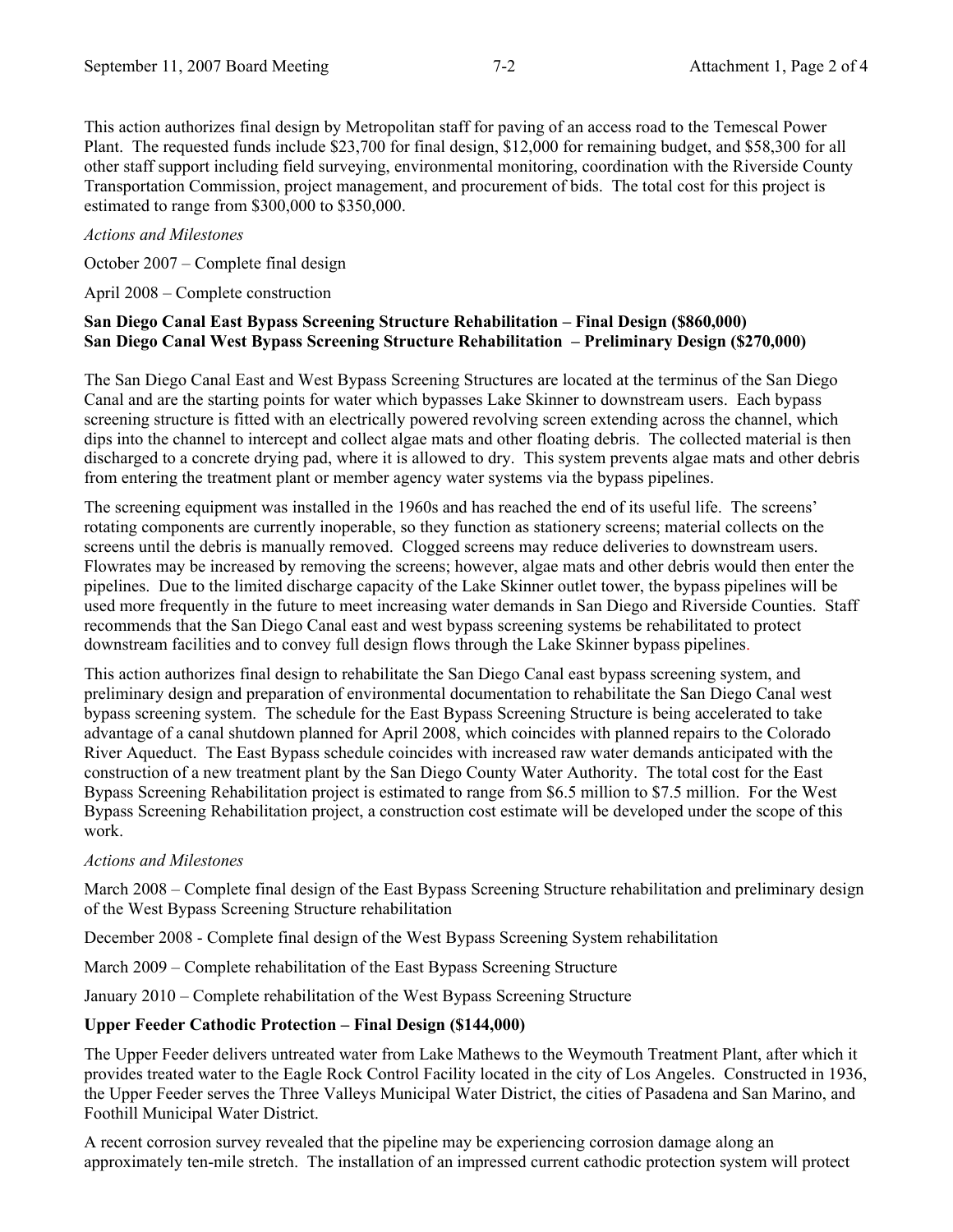This action authorizes final design by Metropolitan staff for paving of an access road to the Temescal Power Plant. The requested funds include $23,700 for final design, $12,000 for remaining budget, and $58,300 for all other staff support including field surveying, environmental monitoring, coordination with the Riverside County Transportation Commission, project management, and procurement of bids. The total cost for this project is estimated to range from $300,000 to $350,000.

*Actions and Milestones*

October 2007 – Complete final design

April 2008 – Complete construction

**San Diego Canal East Bypass Screening Structure Rehabilitation – Final Design ($860,000)**
**San Diego Canal West Bypass Screening Structure Rehabilitation – Preliminary Design ($270,000)**

The San Diego Canal East and West Bypass Screening Structures are located at the terminus of the San Diego Canal and are the starting points for water which bypasses Lake Skinner to downstream users. Each bypass screening structure is fitted with an electrically powered revolving screen extending across the channel, which dips into the channel to intercept and collect algae mats and other floating debris. The collected material is then discharged to a concrete drying pad, where it is allowed to dry. This system prevents algae mats and other debris from entering the treatment plant or member agency water systems via the bypass pipelines.

The screening equipment was installed in the 1960s and has reached the end of its useful life. The screens' rotating components are currently inoperable, so they function as stationery screens; material collects on the screens until the debris is manually removed. Clogged screens may reduce deliveries to downstream users. Flowrates may be increased by removing the screens; however, algae mats and other debris would then enter the pipelines. Due to the limited discharge capacity of the Lake Skinner outlet tower, the bypass pipelines will be used more frequently in the future to meet increasing water demands in San Diego and Riverside Counties. Staff recommends that the San Diego Canal east and west bypass screening systems be rehabilitated to protect downstream facilities and to convey full design flows through the Lake Skinner bypass pipelines.

This action authorizes final design to rehabilitate the San Diego Canal east bypass screening system, and preliminary design and preparation of environmental documentation to rehabilitate the San Diego Canal west bypass screening system. The schedule for the East Bypass Screening Structure is being accelerated to take advantage of a canal shutdown planned for April 2008, which coincides with planned repairs to the Colorado River Aqueduct. The East Bypass schedule coincides with increased raw water demands anticipated with the construction of a new treatment plant by the San Diego County Water Authority. The total cost for the East Bypass Screening Rehabilitation project is estimated to range from $6.5 million to $7.5 million. For the West Bypass Screening Rehabilitation project, a construction cost estimate will be developed under the scope of this work.

*Actions and Milestones*

March 2008 – Complete final design of the East Bypass Screening Structure rehabilitation and preliminary design of the West Bypass Screening Structure rehabilitation

December 2008 - Complete final design of the West Bypass Screening System rehabilitation

March 2009 – Complete rehabilitation of the East Bypass Screening Structure

January 2010 – Complete rehabilitation of the West Bypass Screening Structure

**Upper Feeder Cathodic Protection – Final Design ($144,000)**

The Upper Feeder delivers untreated water from Lake Mathews to the Weymouth Treatment Plant, after which it provides treated water to the Eagle Rock Control Facility located in the city of Los Angeles. Constructed in 1936, the Upper Feeder serves the Three Valleys Municipal Water District, the cities of Pasadena and San Marino, and Foothill Municipal Water District.

A recent corrosion survey revealed that the pipeline may be experiencing corrosion damage along an approximately ten-mile stretch. The installation of an impressed current cathodic protection system will protect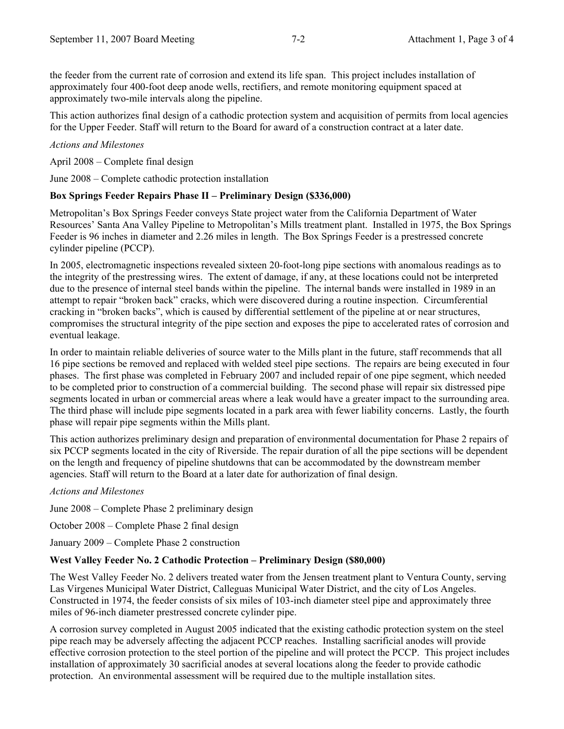the feeder from the current rate of corrosion and extend its life span. This project includes installation of approximately four 400-foot deep anode wells, rectifiers, and remote monitoring equipment spaced at approximately two-mile intervals along the pipeline.

This action authorizes final design of a cathodic protection system and acquisition of permits from local agencies for the Upper Feeder. Staff will return to the Board for award of a construction contract at a later date.

*Actions and Milestones*

April 2008 – Complete final design

June 2008 – Complete cathodic protection installation

**Box Springs Feeder Repairs Phase II – Preliminary Design ($336,000)**

Metropolitan's Box Springs Feeder conveys State project water from the California Department of Water Resources' Santa Ana Valley Pipeline to Metropolitan's Mills treatment plant. Installed in 1975, the Box Springs Feeder is 96 inches in diameter and 2.26 miles in length. The Box Springs Feeder is a prestressed concrete cylinder pipeline (PCCP).

In 2005, electromagnetic inspections revealed sixteen 20-foot-long pipe sections with anomalous readings as to the integrity of the prestressing wires. The extent of damage, if any, at these locations could not be interpreted due to the presence of internal steel bands within the pipeline. The internal bands were installed in 1989 in an attempt to repair "broken back" cracks, which were discovered during a routine inspection. Circumferential cracking in "broken backs", which is caused by differential settlement of the pipeline at or near structures, compromises the structural integrity of the pipe section and exposes the pipe to accelerated rates of corrosion and eventual leakage.

In order to maintain reliable deliveries of source water to the Mills plant in the future, staff recommends that all 16 pipe sections be removed and replaced with welded steel pipe sections. The repairs are being executed in four phases. The first phase was completed in February 2007 and included repair of one pipe segment, which needed to be completed prior to construction of a commercial building. The second phase will repair six distressed pipe segments located in urban or commercial areas where a leak would have a greater impact to the surrounding area. The third phase will include pipe segments located in a park area with fewer liability concerns. Lastly, the fourth phase will repair pipe segments within the Mills plant.

This action authorizes preliminary design and preparation of environmental documentation for Phase 2 repairs of six PCCP segments located in the city of Riverside. The repair duration of all the pipe sections will be dependent on the length and frequency of pipeline shutdowns that can be accommodated by the downstream member agencies. Staff will return to the Board at a later date for authorization of final design.

*Actions and Milestones*

June 2008 – Complete Phase 2 preliminary design

October 2008 – Complete Phase 2 final design

January 2009 – Complete Phase 2 construction

**West Valley Feeder No. 2 Cathodic Protection – Preliminary Design ($80,000)**

The West Valley Feeder No. 2 delivers treated water from the Jensen treatment plant to Ventura County, serving Las Virgenes Municipal Water District, Calleguas Municipal Water District, and the city of Los Angeles. Constructed in 1974, the feeder consists of six miles of 103-inch diameter steel pipe and approximately three miles of 96-inch diameter prestressed concrete cylinder pipe.

A corrosion survey completed in August 2005 indicated that the existing cathodic protection system on the steel pipe reach may be adversely affecting the adjacent PCCP reaches. Installing sacrificial anodes will provide effective corrosion protection to the steel portion of the pipeline and will protect the PCCP. This project includes installation of approximately 30 sacrificial anodes at several locations along the feeder to provide cathodic protection. An environmental assessment will be required due to the multiple installation sites.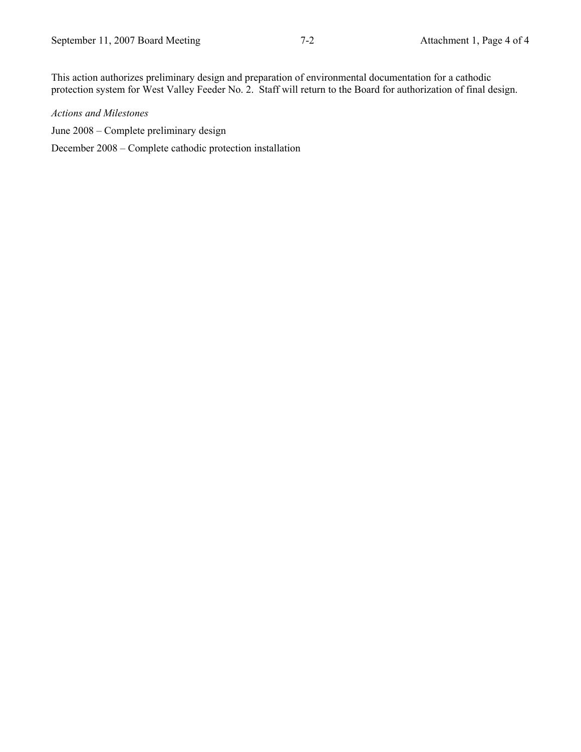This action authorizes preliminary design and preparation of environmental documentation for a cathodic protection system for West Valley Feeder No. 2. Staff will return to the Board for authorization of final design.

*Actions and Milestones*

June 2008 – Complete preliminary design

December 2008 – Complete cathodic protection installation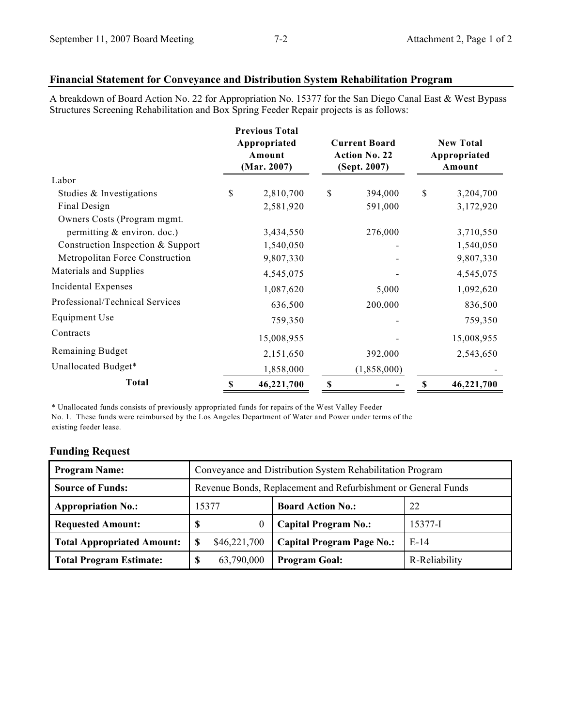## Financial Statement for Conveyance and Distribution System Rehabilitation Program

A breakdown of Board Action No. 22 for Appropriation No. 15377 for the San Diego Canal East & West Bypass Structures Screening Rehabilitation and Box Spring Feeder Repair projects is as follows:

| | Previous Total Appropriated Amount (Mar. 2007) | Current Board Action No. 22 (Sept. 2007) | New Total Appropriated Amount |
|---|---|---|---|
| Labor | | | |
| Studies & Investigations | $ 2,810,700 | $ 394,000 | $ 3,204,700 |
| Final Design | 2,581,920 | 591,000 | 3,172,920 |
| Owners Costs (Program mgmt. permitting & environ. doc.) | 3,434,550 | 276,000 | 3,710,550 |
| Construction Inspection & Support | 1,540,050 | - | 1,540,050 |
| Metropolitan Force Construction | 9,807,330 | - | 9,807,330 |
| Materials and Supplies | 4,545,075 | - | 4,545,075 |
| Incidental Expenses | 1,087,620 | 5,000 | 1,092,620 |
| Professional/Technical Services | 636,500 | 200,000 | 836,500 |
| Equipment Use | 759,350 | - | 759,350 |
| Contracts | 15,008,955 | - | 15,008,955 |
| Remaining Budget | 2,151,650 | 392,000 | 2,543,650 |
| Unallocated Budget* | 1,858,000 | (1,858,000) | - |
| **Total** | **$ 46,221,700** | **$ -** | **$ 46,221,700** |

\* Unallocated funds consists of previously appropriated funds for repairs of the West Valley Feeder No. 1. These funds were reimbursed by the Los Angeles Department of Water and Power under terms of the existing feeder lease.

### Funding Request

| **Program Name:** | Conveyance and Distribution System Rehabilitation Program | | |
|---|---|---|---|
| **Source of Funds:** | Revenue Bonds, Replacement and Refurbishment or General Funds | | |
| **Appropriation No.:** | 15377 | **Board Action No.:** | 22 |
| **Requested Amount:** | $ 0 | **Capital Program No.:** | 15377-I |
| **Total Appropriated Amount:** | $ $46,221,700 | **Capital Program Page No.:** | E-14 |
| **Total Program Estimate:** | $ 63,790,000 | **Program Goal:** | R-Reliability |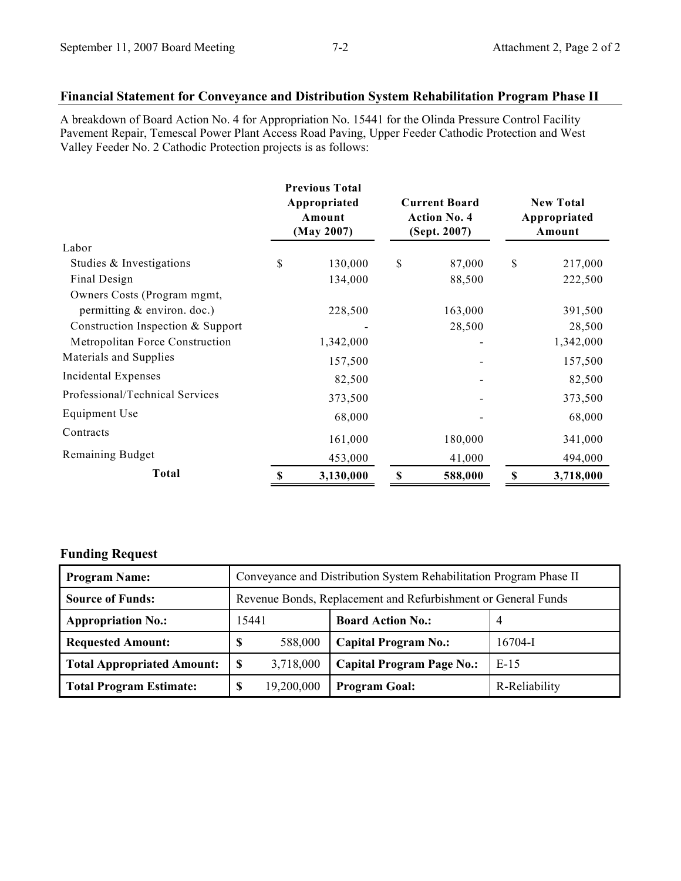## Financial Statement for Conveyance and Distribution System Rehabilitation Program Phase II

A breakdown of Board Action No. 4 for Appropriation No. 15441 for the Olinda Pressure Control Facility Pavement Repair, Temescal Power Plant Access Road Paving, Upper Feeder Cathodic Protection and West Valley Feeder No. 2 Cathodic Protection projects is as follows:

| | Previous Total Appropriated Amount (May 2007) | Current Board Action No. 4 (Sept. 2007) | New Total Appropriated Amount |
|---|---|---|---|
| Labor | | | |
| Studies & Investigations | $ 130,000 | $ 87,000 | $ 217,000 |
| Final Design | 134,000 | 88,500 | 222,500 |
| Owners Costs (Program mgmt, permitting & environ. doc.) | 228,500 | 163,000 | 391,500 |
| Construction Inspection & Support | - | 28,500 | 28,500 |
| Metropolitan Force Construction | 1,342,000 | - | 1,342,000 |
| Materials and Supplies | 157,500 | - | 157,500 |
| Incidental Expenses | 82,500 | - | 82,500 |
| Professional/Technical Services | 373,500 | - | 373,500 |
| Equipment Use | 68,000 | - | 68,000 |
| Contracts | 161,000 | 180,000 | 341,000 |
| Remaining Budget | 453,000 | 41,000 | 494,000 |
| **Total** | **$ 3,130,000** | **$ 588,000** | **$ 3,718,000** |

### Funding Request

| **Program Name:** | Conveyance and Distribution System Rehabilitation Program Phase II | | |
|---|---|---|---|
| **Source of Funds:** | Revenue Bonds, Replacement and Refurbishment or General Funds | | |
| **Appropriation No.:** | 15441 | **Board Action No.:** | 4 |
| **Requested Amount:** | $ 588,000 | **Capital Program No.:** | 16704-I |
| **Total Appropriated Amount:** | $ 3,718,000 | **Capital Program Page No.:** | E-15 |
| **Total Program Estimate:** | $ 19,200,000 | **Program Goal:** | R-Reliability |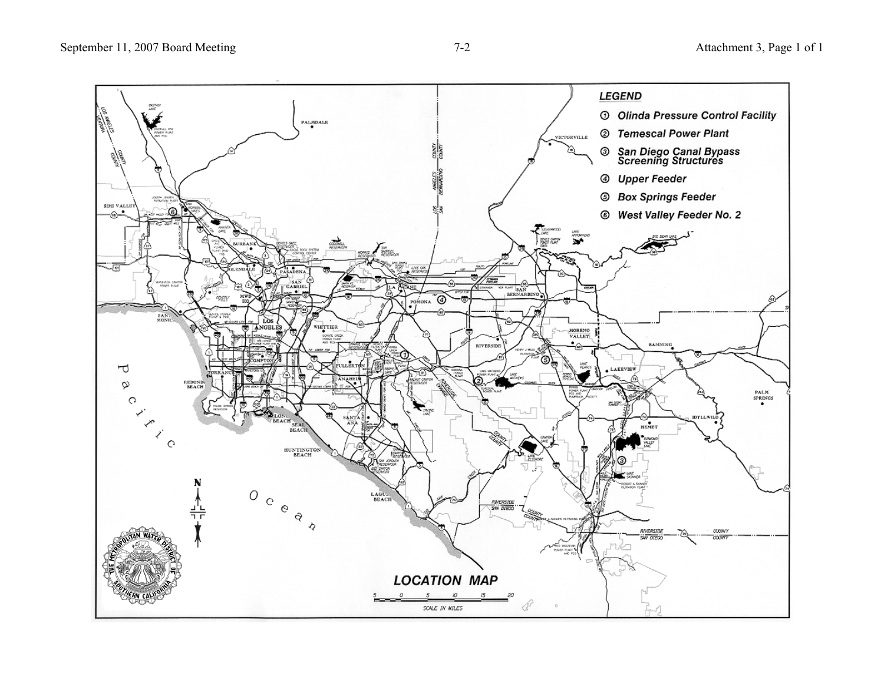## LEGEND

1. Olinda Pressure Control Facility
2. Temescal Power Plant
3. San Diego Canal Bypass Screening Structures
4. Upper Feeder
5. Box Springs Feeder
6. West Valley Feeder No. 2

## LOCATION MAP

5 0 5 10 15 20

SCALE IN MILES